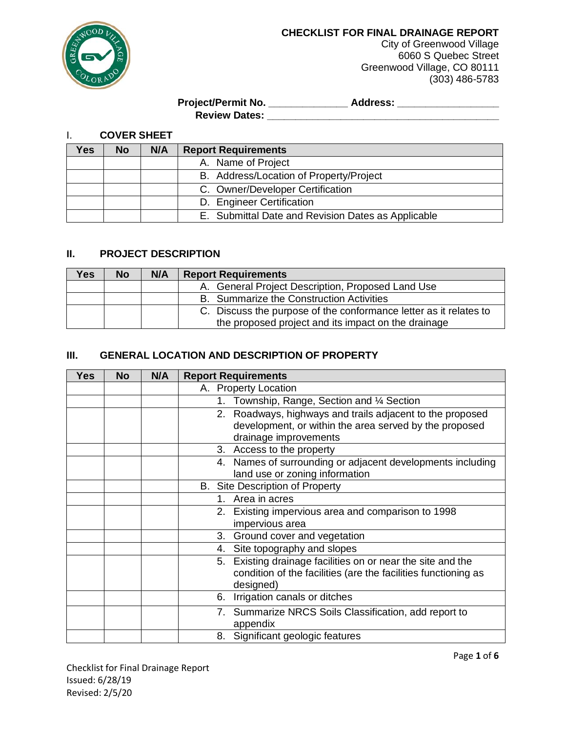**CHECKLIST FOR FINAL DRAINAGE REPORT**
City of Greenwood Village
6060 S Quebec Street
Greenwood Village, CO 80111
(303) 486-5783

**Project/Permit No.** _____________ **Address:** _________________
**Review Dates:** _______________________________________

## I. COVER SHEET

| Yes | No | N/A | Report Requirements |
|---|---|---|---|
| | | | A. Name of Project |
| | | | B. Address/Location of Property/Project |
| | | | C. Owner/Developer Certification |
| | | | D. Engineer Certification |
| | | | E. Submittal Date and Revision Dates as Applicable |

## II. PROJECT DESCRIPTION

| Yes | No | N/A | Report Requirements |
|---|---|---|---|
| | | | A. General Project Description, Proposed Land Use |
| | | | B. Summarize the Construction Activities |
| | | | C. Discuss the purpose of the conformance letter as it relates to the proposed project and its impact on the drainage |

## III. GENERAL LOCATION AND DESCRIPTION OF PROPERTY

| Yes | No | N/A | Report Requirements |
|---|---|---|---|
| | | | A. Property Location |
| | | | 1. Township, Range, Section and ¼ Section |
| | | | 2. Roadways, highways and trails adjacent to the proposed development, or within the area served by the proposed drainage improvements |
| | | | 3. Access to the property |
| | | | 4. Names of surrounding or adjacent developments including land use or zoning information |
| | | | B. Site Description of Property |
| | | | 1. Area in acres |
| | | | 2. Existing impervious area and comparison to 1998 impervious area |
| | | | 3. Ground cover and vegetation |
| | | | 4. Site topography and slopes |
| | | | 5. Existing drainage facilities on or near the site and the condition of the facilities (are the facilities functioning as designed) |
| | | | 6. Irrigation canals or ditches |
| | | | 7. Summarize NRCS Soils Classification, add report to appendix |
| | | | 8. Significant geologic features |

Checklist for Final Drainage Report
Issued: 6/28/19
Revised: 2/5/20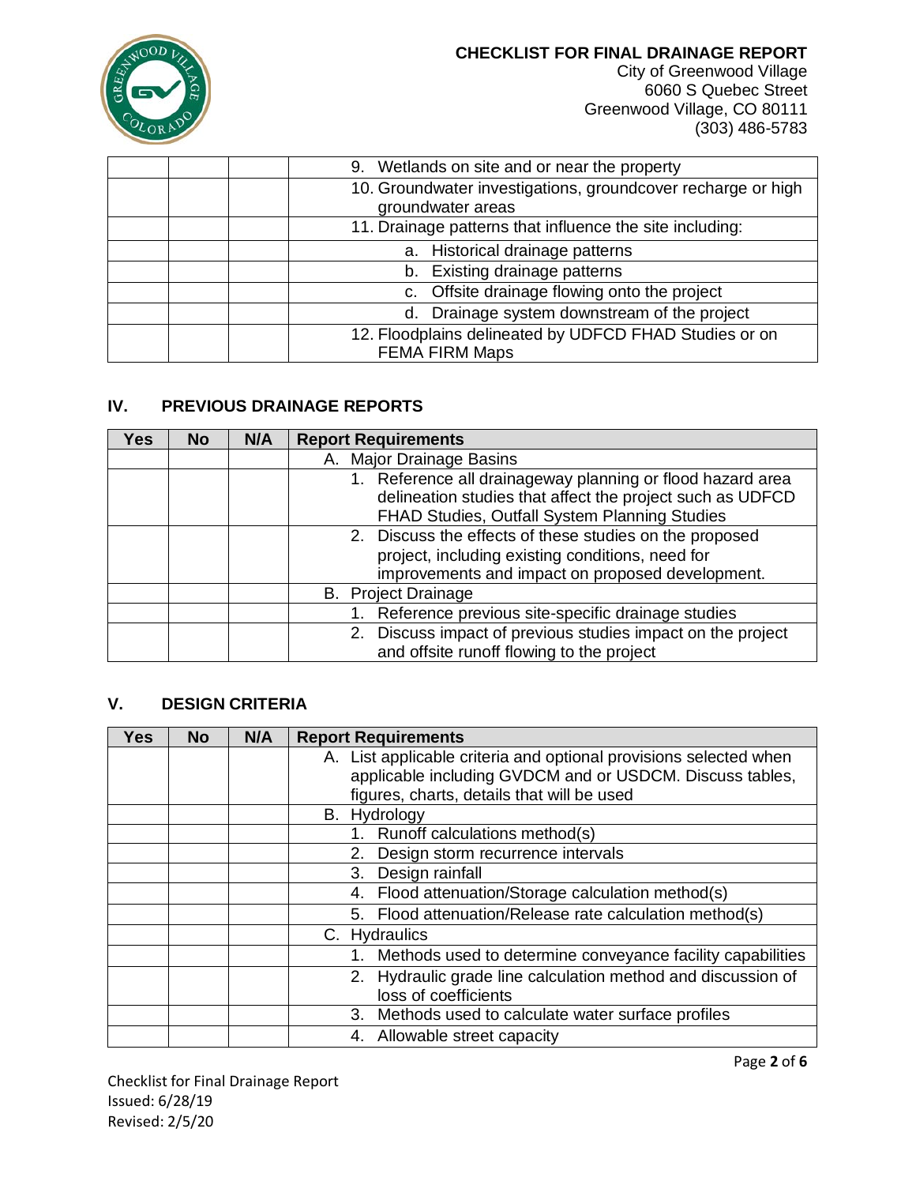| | | | |
|---|---|---|---|
| | | | 9. Wetlands on site and or near the property |
| | | | 10. Groundwater investigations, groundcover recharge or high groundwater areas |
| | | | 11. Drainage patterns that influence the site including: |
| | | | a. Historical drainage patterns |
| | | | b. Existing drainage patterns |
| | | | c. Offsite drainage flowing onto the project |
| | | | d. Drainage system downstream of the project |
| | | | 12. Floodplains delineated by UDFCD FHAD Studies or on FEMA FIRM Maps |

## IV. PREVIOUS DRAINAGE REPORTS

| Yes | No | N/A | Report Requirements |
|---|---|---|---|
| | | | A. Major Drainage Basins |
| | | | 1. Reference all drainageway planning or flood hazard area delineation studies that affect the project such as UDFCD FHAD Studies, Outfall System Planning Studies |
| | | | 2. Discuss the effects of these studies on the proposed project, including existing conditions, need for improvements and impact on proposed development. |
| | | | B. Project Drainage |
| | | | 1. Reference previous site-specific drainage studies |
| | | | 2. Discuss impact of previous studies impact on the project and offsite runoff flowing to the project |

## V. DESIGN CRITERIA

| Yes | No | N/A | Report Requirements |
|---|---|---|---|
| | | | A. List applicable criteria and optional provisions selected when applicable including GVDCM and or USDCM. Discuss tables, figures, charts, details that will be used |
| | | | B. Hydrology |
| | | | 1. Runoff calculations method(s) |
| | | | 2. Design storm recurrence intervals |
| | | | 3. Design rainfall |
| | | | 4. Flood attenuation/Storage calculation method(s) |
| | | | 5. Flood attenuation/Release rate calculation method(s) |
| | | | C. Hydraulics |
| | | | 1. Methods used to determine conveyance facility capabilities |
| | | | 2. Hydraulic grade line calculation method and discussion of loss of coefficients |
| | | | 3. Methods used to calculate water surface profiles |
| | | | 4. Allowable street capacity |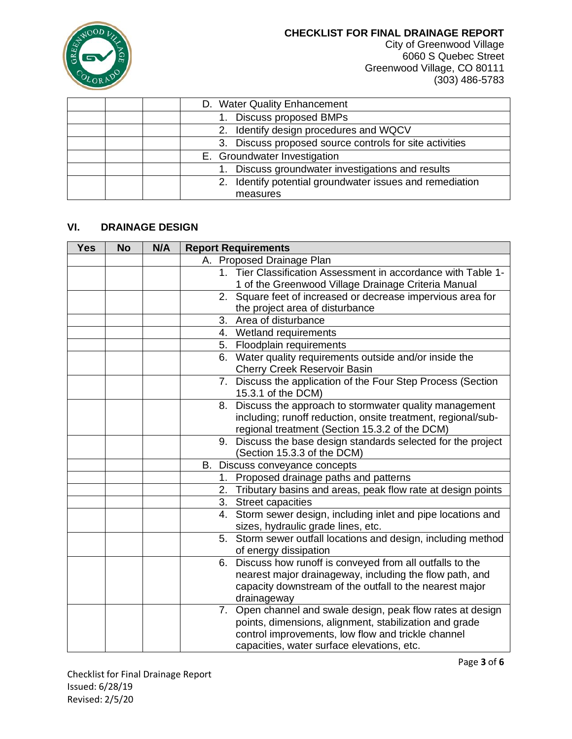| | | | |
|---|---|---|---|
| | | | D. Water Quality Enhancement |
| | | | 1. Discuss proposed BMPs |
| | | | 2. Identify design procedures and WQCV |
| | | | 3. Discuss proposed source controls for site activities |
| | | | E. Groundwater Investigation |
| | | | 1. Discuss groundwater investigations and results |
| | | | 2. Identify potential groundwater issues and remediation measures |

## VI. DRAINAGE DESIGN

| Yes | No | N/A | Report Requirements |
|---|---|---|---|
| | | | A. Proposed Drainage Plan |
| | | | 1. Tier Classification Assessment in accordance with Table 1-1 of the Greenwood Village Drainage Criteria Manual |
| | | | 2. Square feet of increased or decrease impervious area for the project area of disturbance |
| | | | 3. Area of disturbance |
| | | | 4. Wetland requirements |
| | | | 5. Floodplain requirements |
| | | | 6. Water quality requirements outside and/or inside the Cherry Creek Reservoir Basin |
| | | | 7. Discuss the application of the Four Step Process (Section 15.3.1 of the DCM) |
| | | | 8. Discuss the approach to stormwater quality management including; runoff reduction, onsite treatment, regional/sub-regional treatment (Section 15.3.2 of the DCM) |
| | | | 9. Discuss the base design standards selected for the project (Section 15.3.3 of the DCM) |
| | | | B. Discuss conveyance concepts |
| | | | 1. Proposed drainage paths and patterns |
| | | | 2. Tributary basins and areas, peak flow rate at design points |
| | | | 3. Street capacities |
| | | | 4. Storm sewer design, including inlet and pipe locations and sizes, hydraulic grade lines, etc. |
| | | | 5. Storm sewer outfall locations and design, including method of energy dissipation |
| | | | 6. Discuss how runoff is conveyed from all outfalls to the nearest major drainageway, including the flow path, and capacity downstream of the outfall to the nearest major drainageway |
| | | | 7. Open channel and swale design, peak flow rates at design points, dimensions, alignment, stabilization and grade control improvements, low flow and trickle channel capacities, water surface elevations, etc. |

Checklist for Final Drainage Report
Issued: 6/28/19
Revised: 2/5/20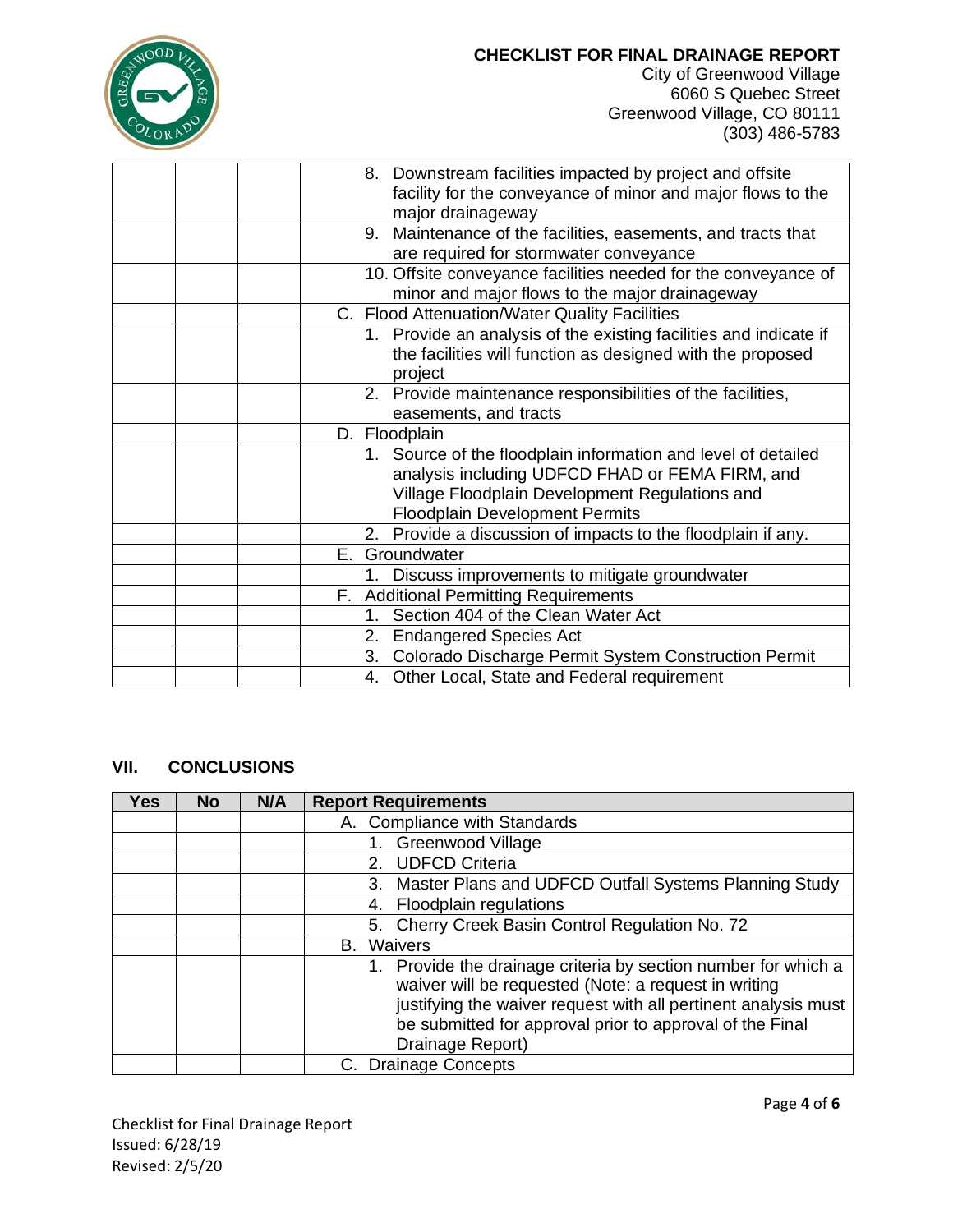| | | | |
|---|---|---|---|
| | | | 8. Downstream facilities impacted by project and offsite facility for the conveyance of minor and major flows to the major drainageway |
| | | | 9. Maintenance of the facilities, easements, and tracts that are required for stormwater conveyance |
| | | | 10. Offsite conveyance facilities needed for the conveyance of minor and major flows to the major drainageway |
| | | | C. Flood Attenuation/Water Quality Facilities |
| | | | 1. Provide an analysis of the existing facilities and indicate if the facilities will function as designed with the proposed project |
| | | | 2. Provide maintenance responsibilities of the facilities, easements, and tracts |
| | | | D. Floodplain |
| | | | 1. Source of the floodplain information and level of detailed analysis including UDFCD FHAD or FEMA FIRM, and Village Floodplain Development Regulations and Floodplain Development Permits |
| | | | 2. Provide a discussion of impacts to the floodplain if any. |
| | | | E. Groundwater |
| | | | 1. Discuss improvements to mitigate groundwater |
| | | | F. Additional Permitting Requirements |
| | | | 1. Section 404 of the Clean Water Act |
| | | | 2. Endangered Species Act |
| | | | 3. Colorado Discharge Permit System Construction Permit |
| | | | 4. Other Local, State and Federal requirement |

## VII. CONCLUSIONS

| Yes | No | N/A | Report Requirements |
|---|---|---|---|
| | | | A. Compliance with Standards |
| | | | 1. Greenwood Village |
| | | | 2. UDFCD Criteria |
| | | | 3. Master Plans and UDFCD Outfall Systems Planning Study |
| | | | 4. Floodplain regulations |
| | | | 5. Cherry Creek Basin Control Regulation No. 72 |
| | | | B. Waivers |
| | | | 1. Provide the drainage criteria by section number for which a waiver will be requested (Note: a request in writing justifying the waiver request with all pertinent analysis must be submitted for approval prior to approval of the Final Drainage Report) |
| | | | C. Drainage Concepts |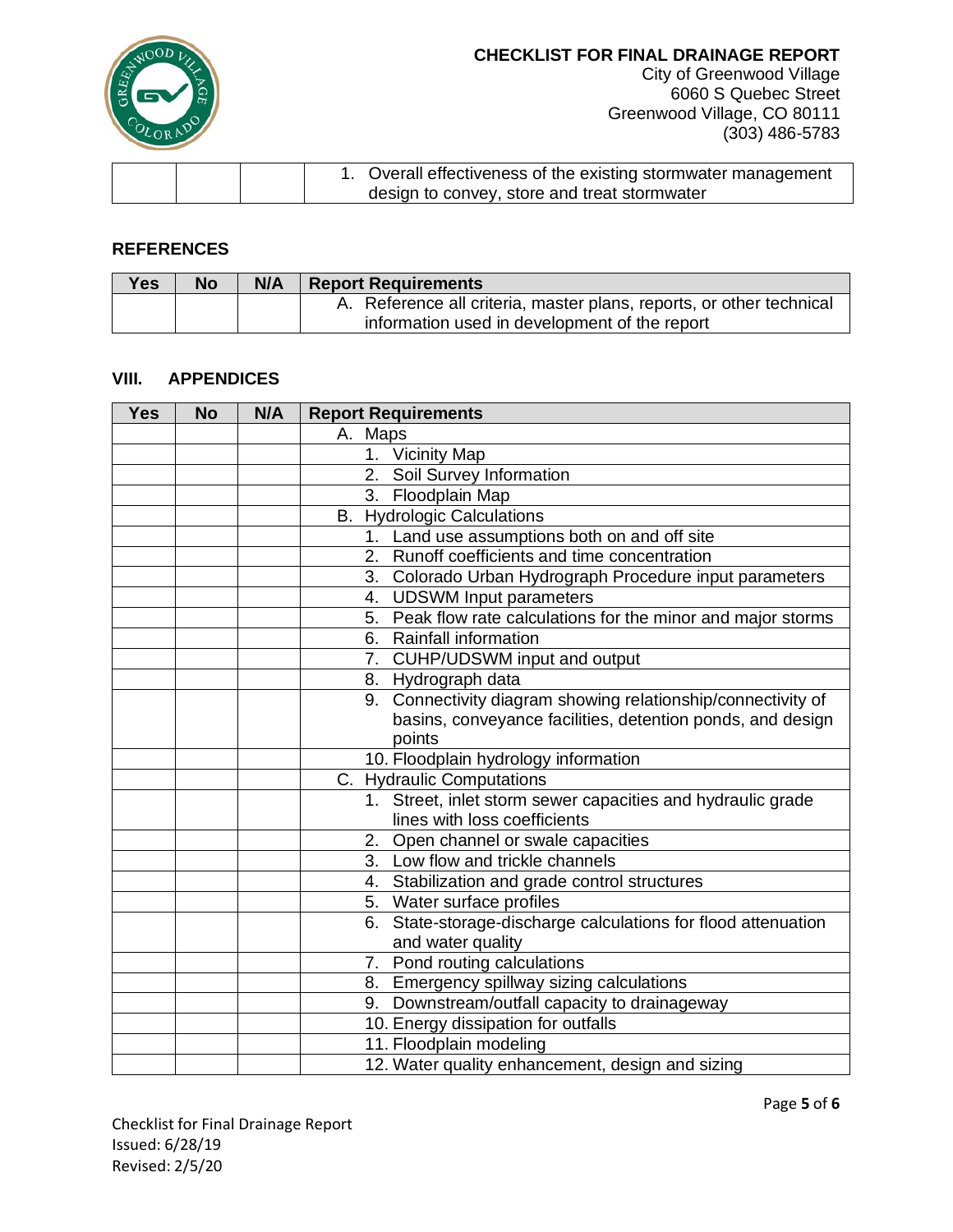| | | | 1. Overall effectiveness of the existing stormwater management design to convey, store and treat stormwater |
|---|---|---|---|

### REFERENCES

| Yes | No | N/A | Report Requirements |
|---|---|---|---|
| | | | A. Reference all criteria, master plans, reports, or other technical information used in development of the report |

### VIII. APPENDICES

| Yes | No | N/A | Report Requirements |
|---|---|---|---|
| | | | A. Maps |
| | | | 1. Vicinity Map |
| | | | 2. Soil Survey Information |
| | | | 3. Floodplain Map |
| | | | B. Hydrologic Calculations |
| | | | 1. Land use assumptions both on and off site |
| | | | 2. Runoff coefficients and time concentration |
| | | | 3. Colorado Urban Hydrograph Procedure input parameters |
| | | | 4. UDSWM Input parameters |
| | | | 5. Peak flow rate calculations for the minor and major storms |
| | | | 6. Rainfall information |
| | | | 7. CUHP/UDSWM input and output |
| | | | 8. Hydrograph data |
| | | | 9. Connectivity diagram showing relationship/connectivity of basins, conveyance facilities, detention ponds, and design points |
| | | | 10. Floodplain hydrology information |
| | | | C. Hydraulic Computations |
| | | | 1. Street, inlet storm sewer capacities and hydraulic grade lines with loss coefficients |
| | | | 2. Open channel or swale capacities |
| | | | 3. Low flow and trickle channels |
| | | | 4. Stabilization and grade control structures |
| | | | 5. Water surface profiles |
| | | | 6. State-storage-discharge calculations for flood attenuation and water quality |
| | | | 7. Pond routing calculations |
| | | | 8. Emergency spillway sizing calculations |
| | | | 9. Downstream/outfall capacity to drainageway |
| | | | 10. Energy dissipation for outfalls |
| | | | 11. Floodplain modeling |
| | | | 12. Water quality enhancement, design and sizing |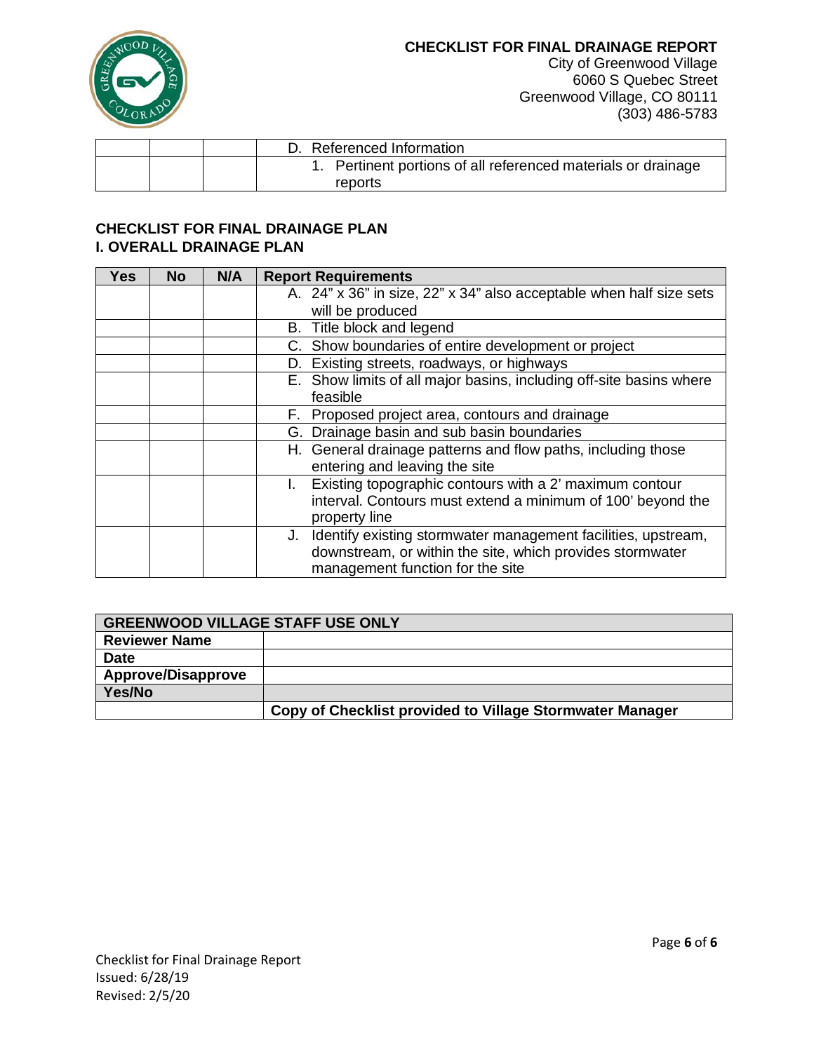| | | | |
|---|---|---|---|
| | | | D. Referenced Information |
| | | | 1. Pertinent portions of all referenced materials or drainage reports |

## CHECKLIST FOR FINAL DRAINAGE PLAN

### I. OVERALL DRAINAGE PLAN

| Yes | No | N/A | Report Requirements |
|---|---|---|---|
| | | | A. 24” x 36” in size, 22” x 34” also acceptable when half size sets will be produced |
| | | | B. Title block and legend |
| | | | C. Show boundaries of entire development or project |
| | | | D. Existing streets, roadways, or highways |
| | | | E. Show limits of all major basins, including off-site basins where feasible |
| | | | F. Proposed project area, contours and drainage |
| | | | G. Drainage basin and sub basin boundaries |
| | | | H. General drainage patterns and flow paths, including those entering and leaving the site |
| | | | I. Existing topographic contours with a 2’ maximum contour interval. Contours must extend a minimum of 100’ beyond the property line |
| | | | J. Identify existing stormwater management facilities, upstream, downstream, or within the site, which provides stormwater management function for the site |

| GREENWOOD VILLAGE STAFF USE ONLY | |
|---|---|
| **Reviewer Name** | |
| **Date** | |
| **Approve/Disapprove** | |
| **Yes/No** | |
| | **Copy of Checklist provided to Village Stormwater Manager** |

Checklist for Final Drainage Report
Issued: 6/28/19
Revised: 2/5/20